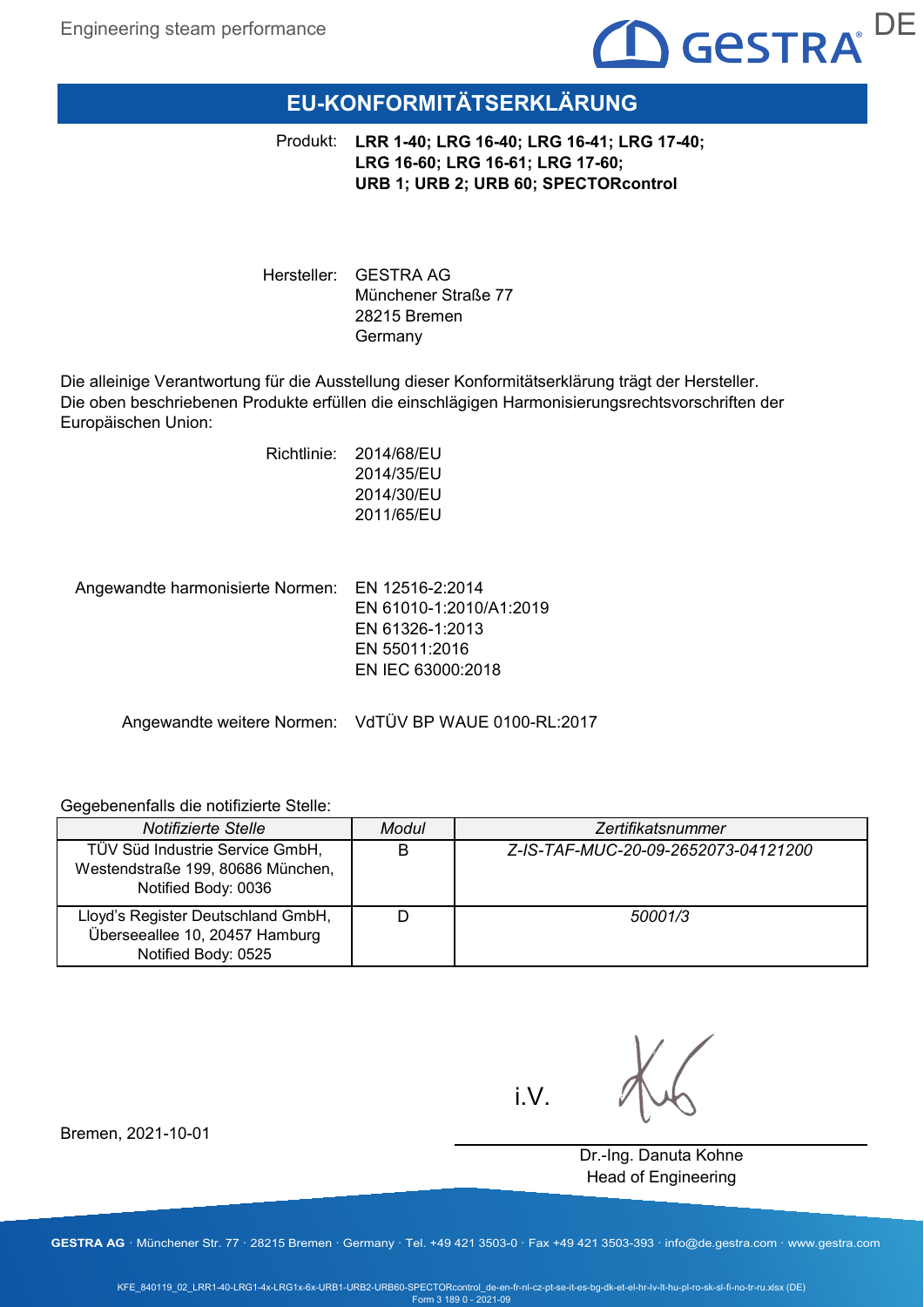# EU-KONFORMITÄTSERKLÄRUNG

Produkt: **LRR 1-40; LRG 16-40; LRG 16-41; LRG 17-40; LRG 16-60; LRG 16-61; LRG 17-60; URB 1; URB 2; URB 60; SPECTORcontrol**

Hersteller: GESTRA AG
Münchener Straße 77
28215 Bremen
Germany

Die alleinige Verantwortung für die Ausstellung dieser Konformitätserklärung trägt der Hersteller.
Die oben beschriebenen Produkte erfüllen die einschlägigen Harmonisierungsrechtsvorschriften der Europäischen Union:

Richtlinie: 2014/68/EU
2014/35/EU
2014/30/EU
2011/65/EU

Angewandte harmonisierte Normen: EN 12516-2:2014
EN 61010-1:2010/A1:2019
EN 61326-1:2013
EN 55011:2016
EN IEC 63000:2018

Angewandte weitere Normen: VdTÜV BP WAUE 0100-RL:2017

Gegebenenfalls die notifizierte Stelle:

| *Notifizierte Stelle* | *Modul* | *Zertifikatsnummer* |
|---|---|---|
| TÜV Süd Industrie Service GmbH, Westendstraße 199, 80686 München, Notified Body: 0036 | B | *Z-IS-TAF-MUC-20-09-2652073-04121200* |
| Lloyd's Register Deutschland GmbH, Überseeallee 10, 20457 Hamburg Notified Body: 0525 | D | *50001/3* |

Bremen, 2021-10-01

i.V.

Dr.-Ing. Danuta Kohne
Head of Engineering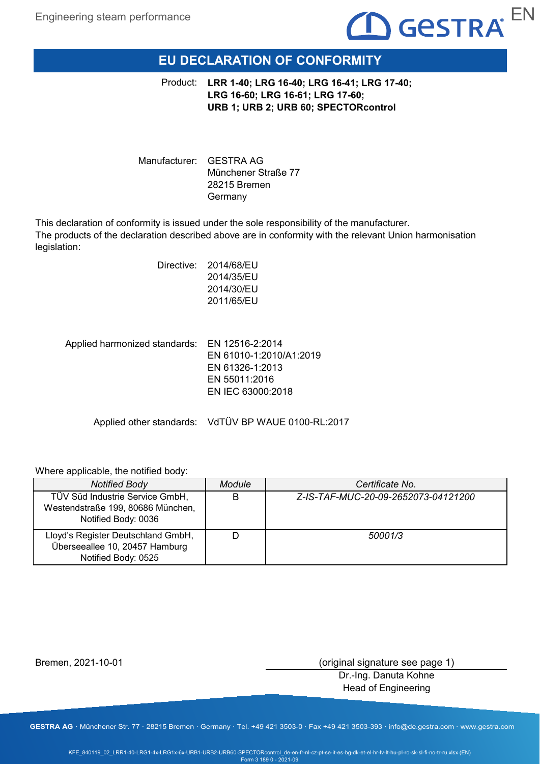# EU DECLARATION OF CONFORMITY

Product: **LRR 1-40; LRG 16-40; LRG 16-41; LRG 17-40; LRG 16-60; LRG 16-61; LRG 17-60; URB 1; URB 2; URB 60; SPECTORcontrol**

Manufacturer: GESTRA AG
Münchener Straße 77
28215 Bremen
Germany

This declaration of conformity is issued under the sole responsibility of the manufacturer.
The products of the declaration described above are in conformity with the relevant Union harmonisation legislation:

Directive: 2014/68/EU
2014/35/EU
2014/30/EU
2011/65/EU

Applied harmonized standards: EN 12516-2:2014
EN 61010-1:2010/A1:2019
EN 61326-1:2013
EN 55011:2016
EN IEC 63000:2018

Applied other standards: VdTÜV BP WAUE 0100-RL:2017

Where applicable, the notified body:

| *Notified Body* | *Module* | *Certificate No.* |
|---|---|---|
| TÜV Süd Industrie Service GmbH, Westendstraße 199, 80686 München, Notified Body: 0036 | B | *Z-IS-TAF-MUC-20-09-2652073-04121200* |
| Lloyd's Register Deutschland GmbH, Überseeallee 10, 20457 Hamburg Notified Body: 0525 | D | *50001/3* |

Bremen, 2021-10-01

(original signature see page 1)
Dr.-Ing. Danuta Kohne
Head of Engineering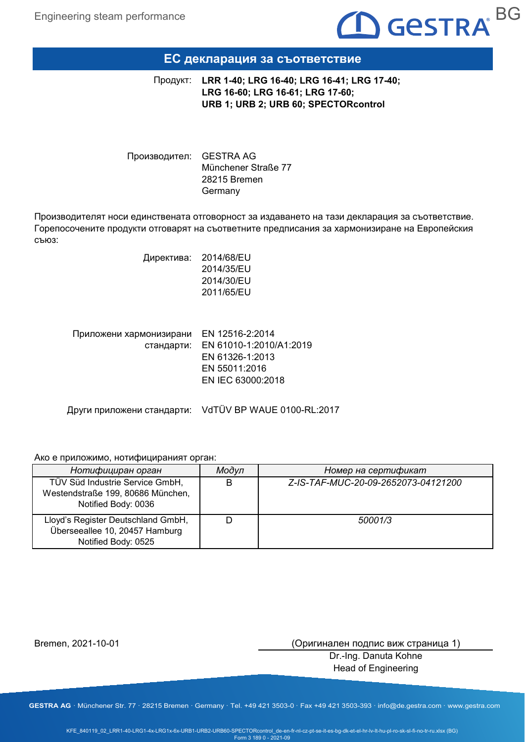# ЕС декларация за съответствие

Продукт: **LRR 1-40; LRG 16-40; LRG 16-41; LRG 17-40; LRG 16-60; LRG 16-61; LRG 17-60; URB 1; URB 2; URB 60; SPECTORcontrol**

Производител: GESTRA AG
Münchener Straße 77
28215 Bremen
Germany

Производителят носи единствената отговорност за издаването на тази декларация за съответствие. Горепосочените продукти отговарят на съответните предписания за хармонизиране на Европейския съюз:

Директива: 2014/68/EU
2014/35/EU
2014/30/EU
2011/65/EU

Приложени хармонизирани стандарти: EN 12516-2:2014
EN 61010-1:2010/A1:2019
EN 61326-1:2013
EN 55011:2016
EN IEC 63000:2018

Други приложени стандарти: VdTÜV BP WAUE 0100-RL:2017

Ако е приложимо, нотифицираният орган:

| *Нотифициран орган* | *Модул* | *Номер на сертификат* |
|---|---|---|
| TÜV Süd Industrie Service GmbH, Westendstraße 199, 80686 München, Notified Body: 0036 | B | *Z-IS-TAF-MUC-20-09-2652073-04121200* |
| Lloyd's Register Deutschland GmbH, Überseeallee 10, 20457 Hamburg Notified Body: 0525 | D | *50001/3* |

Bremen, 2021-10-01

(Оригинален подпис виж страница 1)
Dr.-Ing. Danuta Kohne
Head of Engineering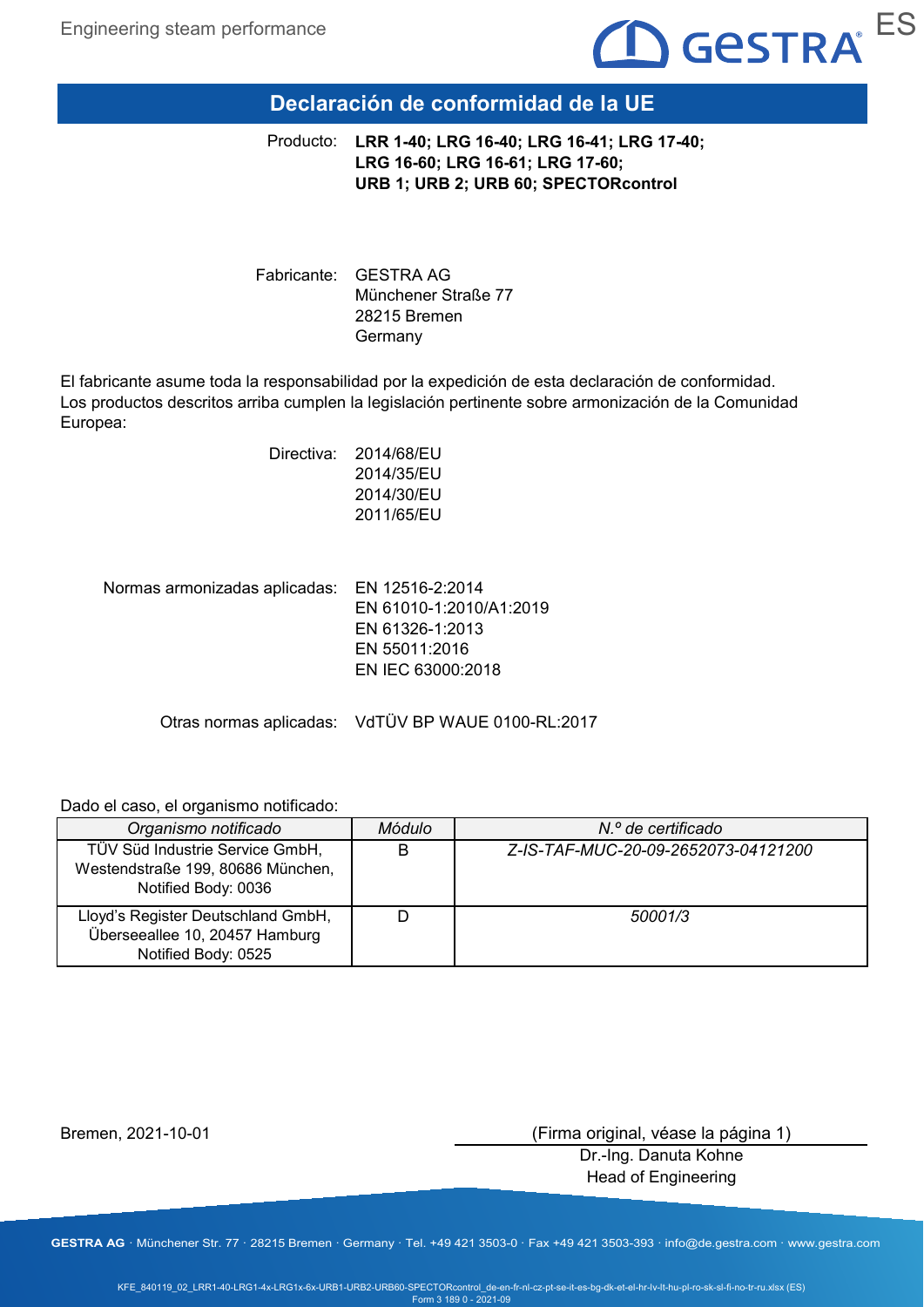# Declaración de conformidad de la UE

Producto: **LRR 1-40; LRG 16-40; LRG 16-41; LRG 17-40; LRG 16-60; LRG 16-61; LRG 17-60; URB 1; URB 2; URB 60; SPECTORcontrol**

Fabricante: GESTRA AG
Münchener Straße 77
28215 Bremen
Germany

El fabricante asume toda la responsabilidad por la expedición de esta declaración de conformidad.
Los productos descritos arriba cumplen la legislación pertinente sobre armonización de la Comunidad Europea:

Directiva: 2014/68/EU
2014/35/EU
2014/30/EU
2011/65/EU

Normas armonizadas aplicadas: EN 12516-2:2014
EN 61010-1:2010/A1:2019
EN 61326-1:2013
EN 55011:2016
EN IEC 63000:2018

Otras normas aplicadas: VdTÜV BP WAUE 0100-RL:2017

Dado el caso, el organismo notificado:

| *Organismo notificado* | *Módulo* | *N.º de certificado* |
|---|---|---|
| TÜV Süd Industrie Service GmbH, Westendstraße 199, 80686 München, Notified Body: 0036 | B | *Z-IS-TAF-MUC-20-09-2652073-04121200* |
| Lloyd's Register Deutschland GmbH, Überseeallee 10, 20457 Hamburg Notified Body: 0525 | D | *50001/3* |

Bremen, 2021-10-01

(Firma original, véase la página 1)
Dr.-Ing. Danuta Kohne
Head of Engineering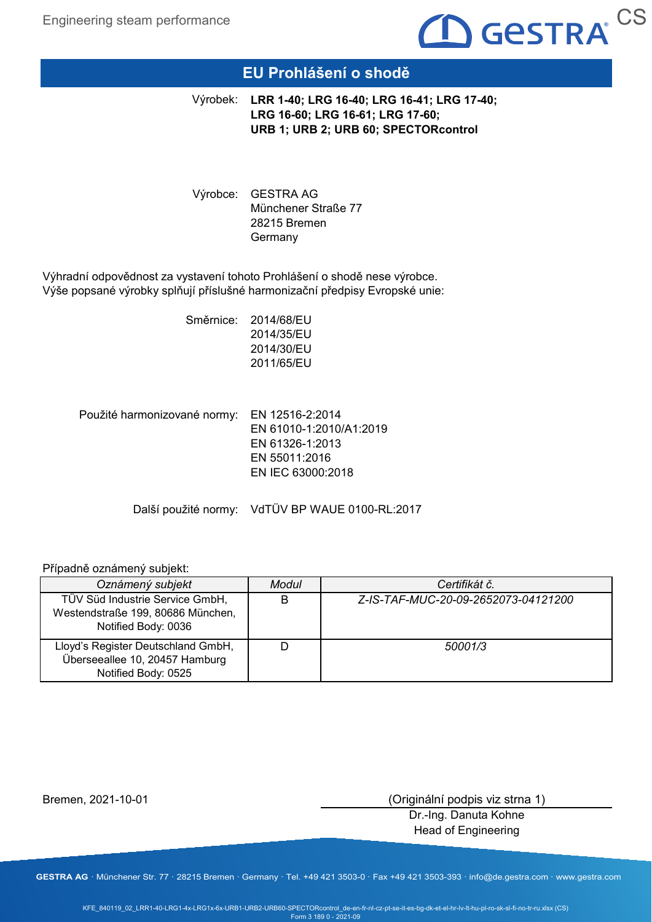# EU Prohlášení o shodě

Výrobek: **LRR 1-40; LRG 16-40; LRG 16-41; LRG 17-40; LRG 16-60; LRG 16-61; LRG 17-60; URB 1; URB 2; URB 60; SPECTORcontrol**

Výrobce: GESTRA AG
Münchener Straße 77
28215 Bremen
Germany

Výhradní odpovědnost za vystavení tohoto Prohlášení o shodě nese výrobce.
Výše popsané výrobky splňují příslušné harmonizační předpisy Evropské unie:

Směrnice:
2014/68/EU
2014/35/EU
2014/30/EU
2011/65/EU

Použité harmonizované normy:
EN 12516-2:2014
EN 61010-1:2010/A1:2019
EN 61326-1:2013
EN 55011:2016
EN IEC 63000:2018

Další použité normy: VdTÜV BP WAUE 0100-RL:2017

Případně oznámený subjekt:

| *Oznámený subjekt* | *Modul* | *Certifikát č.* |
|---|---|---|
| TÜV Süd Industrie Service GmbH, Westendstraße 199, 80686 München, Notified Body: 0036 | B | *Z-IS-TAF-MUC-20-09-2652073-04121200* |
| Lloyd's Register Deutschland GmbH, Überseeallee 10, 20457 Hamburg Notified Body: 0525 | D | *50001/3* |

Bremen, 2021-10-01

(Originální podpis viz strna 1)
Dr.-Ing. Danuta Kohne
Head of Engineering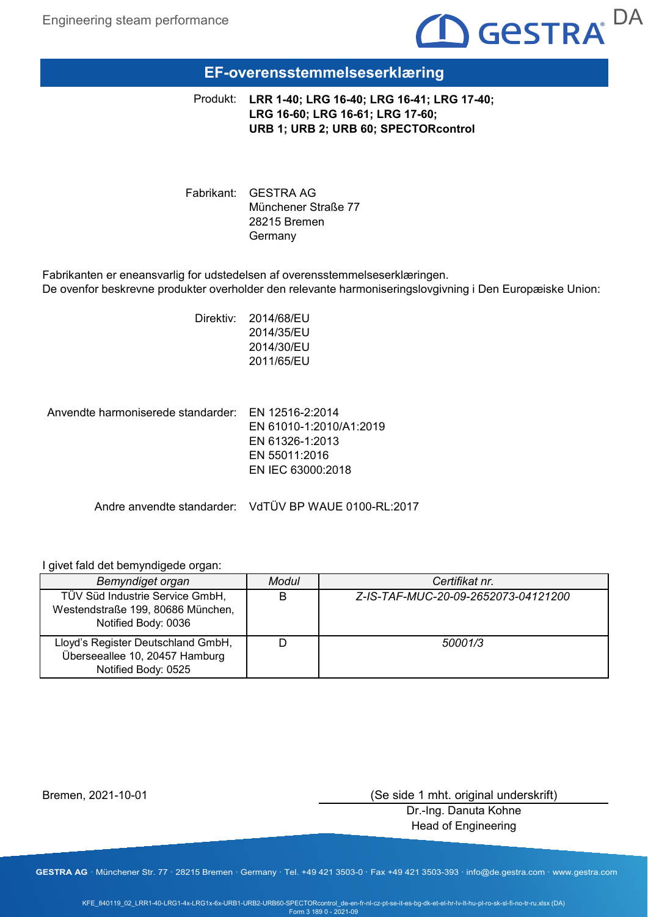# EF-overensstemmelseserklæring

Produkt: **LRR 1-40; LRG 16-40; LRG 16-41; LRG 17-40; LRG 16-60; LRG 16-61; LRG 17-60; URB 1; URB 2; URB 60; SPECTORcontrol**

Fabrikant: GESTRA AG
Münchener Straße 77
28215 Bremen
Germany

Fabrikanten er eneansvarlig for udstedelsen af overensstemmelseserklæringen.
De ovenfor beskrevne produkter overholder den relevante harmoniseringslovgivning i Den Europæiske Union:

Direktiv: 2014/68/EU
2014/35/EU
2014/30/EU
2011/65/EU

Anvendte harmoniserede standarder: EN 12516-2:2014
EN 61010-1:2010/A1:2019
EN 61326-1:2013
EN 55011:2016
EN IEC 63000:2018

Andre anvendte standarder: VdTÜV BP WAUE 0100-RL:2017

I givet fald det bemyndigede organ:

| *Bemyndiget organ* | *Modul* | *Certifikat nr.* |
|---|---|---|
| TÜV Süd Industrie Service GmbH, Westendstraße 199, 80686 München, Notified Body: 0036 | B | *Z-IS-TAF-MUC-20-09-2652073-04121200* |
| Lloyd's Register Deutschland GmbH, Überseeallee 10, 20457 Hamburg Notified Body: 0525 | D | *50001/3* |

Bremen, 2021-10-01

(Se side 1 mht. original underskrift)
Dr.-Ing. Danuta Kohne
Head of Engineering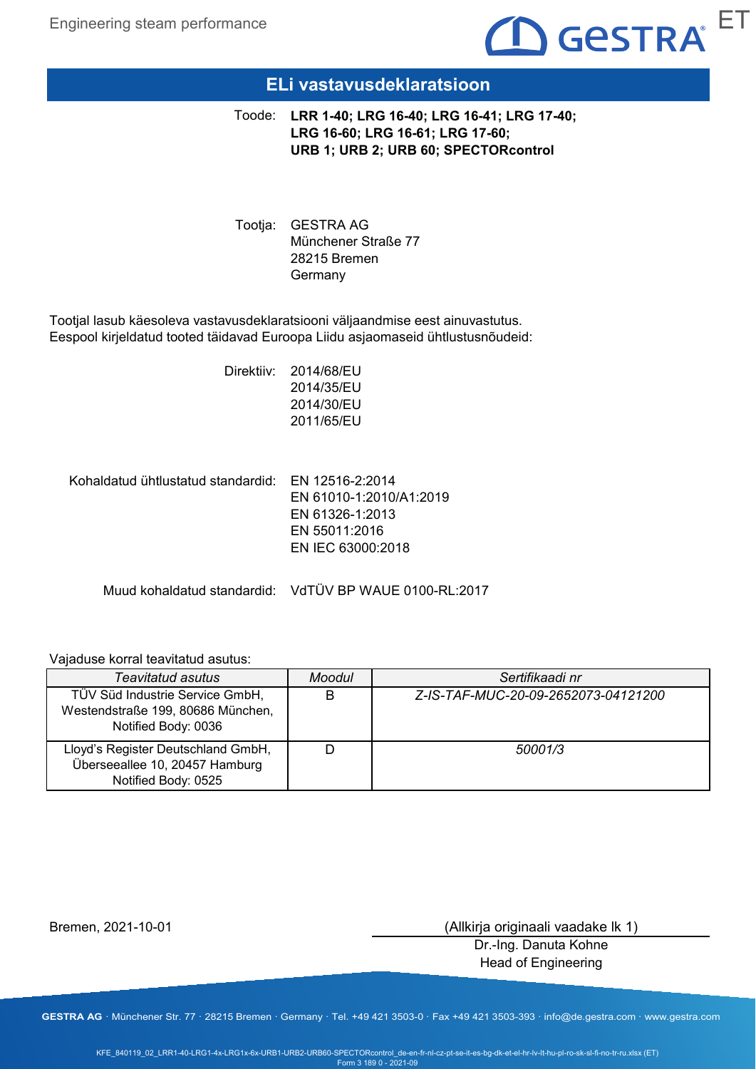# ELi vastavusdeklaratsioon

Toode: **LRR 1-40; LRG 16-40; LRG 16-41; LRG 17-40; LRG 16-60; LRG 16-61; LRG 17-60; URB 1; URB 2; URB 60; SPECTORcontrol**

Tootja: GESTRA AG
Münchener Straße 77
28215 Bremen
Germany

Tootjal lasub käesoleva vastavusdeklaratsiooni väljaandmise eest ainuvastutus.
Eespool kirjeldatud tooted täidavad Euroopa Liidu asjaomaseid ühtlustusnõudeid:

Direktiiv: 2014/68/EU
2014/35/EU
2014/30/EU
2011/65/EU

Kohaldatud ühtlustatud standardid: EN 12516-2:2014
EN 61010-1:2010/A1:2019
EN 61326-1:2013
EN 55011:2016
EN IEC 63000:2018

Muud kohaldatud standardid: VdTÜV BP WAUE 0100-RL:2017

Vajaduse korral teavitatud asutus:

| *Teavitatud asutus* | *Moodul* | *Sertifikaadi nr* |
|---|---|---|
| TÜV Süd Industrie Service GmbH, Westendstraße 199, 80686 München, Notified Body: 0036 | B | *Z-IS-TAF-MUC-20-09-2652073-04121200* |
| Lloyd's Register Deutschland GmbH, Überseeallee 10, 20457 Hamburg Notified Body: 0525 | D | *50001/3* |

Bremen, 2021-10-01

(Allkirja originaali vaadake lk 1)

Dr.-Ing. Danuta Kohne
Head of Engineering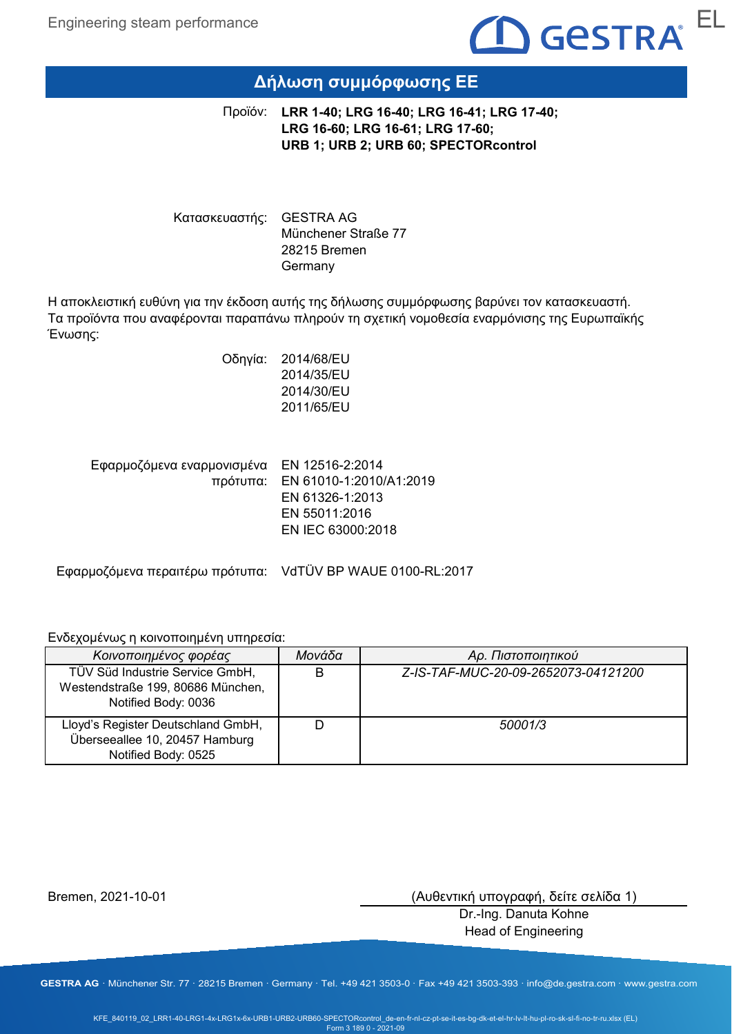# Δήλωση συμμόρφωσης ΕΕ

Προϊόν: **LRR 1-40; LRG 16-40; LRG 16-41; LRG 17-40; LRG 16-60; LRG 16-61; LRG 17-60; URB 1; URB 2; URB 60; SPECTORcontrol**

Κατασκευαστής: GESTRA AG
Münchener Straße 77
28215 Bremen
Germany

Η αποκλειστική ευθύνη για την έκδοση αυτής της δήλωσης συμμόρφωσης βαρύνει τον κατασκευαστή.
Τα προϊόντα που αναφέρονται παραπάνω πληρούν τη σχετική νομοθεσία εναρμόνισης της Ευρωπαϊκής Ένωσης:

Οδηγία: 2014/68/EU
2014/35/EU
2014/30/EU
2011/65/EU

Εφαρμοζόμενα εναρμονισμένα πρότυπα: EN 12516-2:2014
EN 61010-1:2010/A1:2019
EN 61326-1:2013
EN 55011:2016
EN IEC 63000:2018

Εφαρμοζόμενα περαιτέρω πρότυπα: VdTÜV BP WAUE 0100-RL:2017

Ενδεχομένως η κοινοποιημένη υπηρεσία:

| *Κοινοποιημένος φορέας* | *Μονάδα* | *Αρ. Πιστοποιητικού* |
|---|---|---|
| TÜV Süd Industrie Service GmbH, Westendstraße 199, 80686 München, Notified Body: 0036 | B | *Z-IS-TAF-MUC-20-09-2652073-04121200* |
| Lloyd's Register Deutschland GmbH, Überseeallee 10, 20457 Hamburg Notified Body: 0525 | D | *50001/3* |

Bremen, 2021-10-01

(Αυθεντική υπογραφή, δείτε σελίδα 1)
Dr.-Ing. Danuta Kohne
Head of Engineering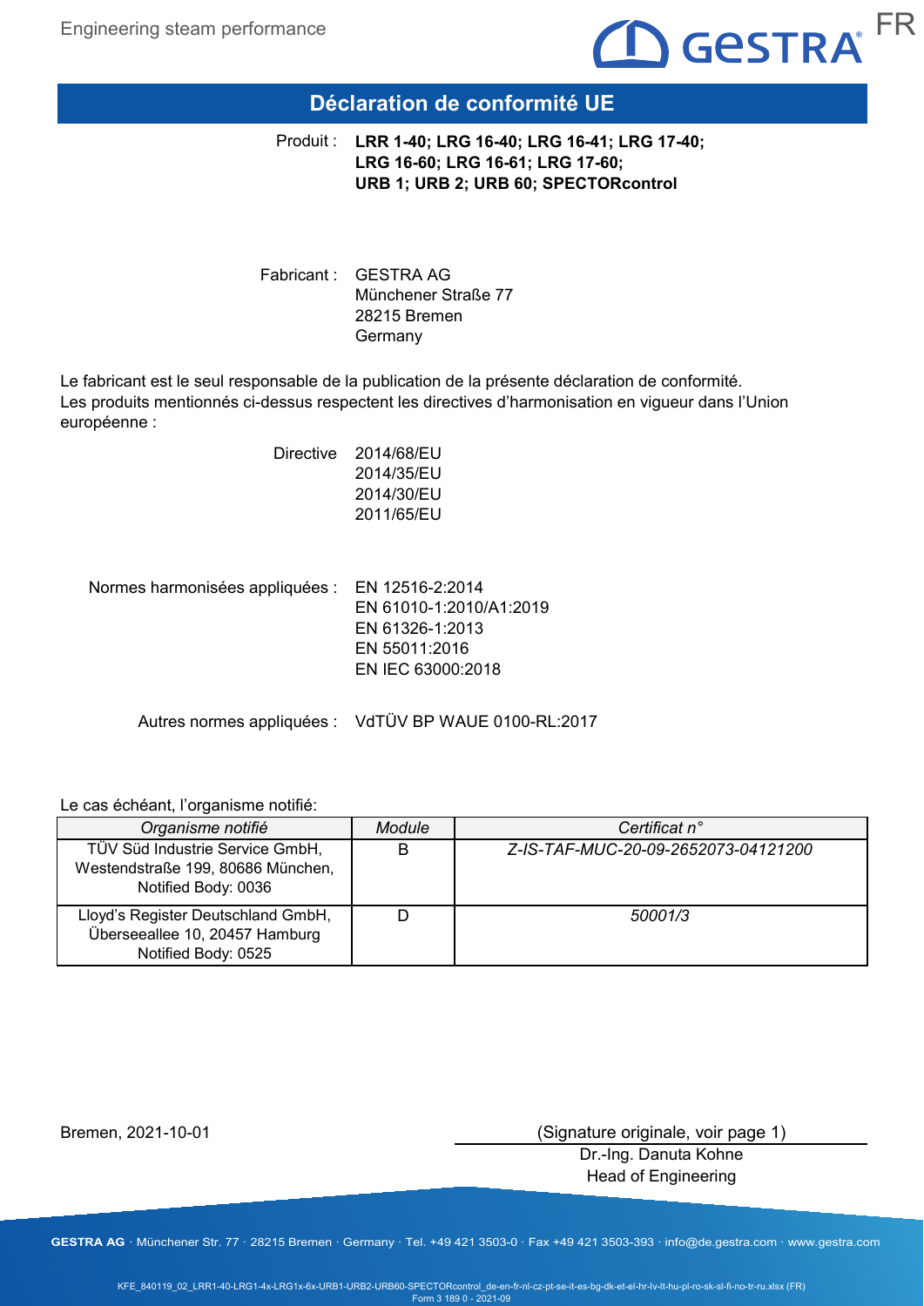# Déclaration de conformité UE

Produit : **LRR 1-40; LRG 16-40; LRG 16-41; LRG 17-40; LRG 16-60; LRG 16-61; LRG 17-60; URB 1; URB 2; URB 60; SPECTORcontrol**

Fabricant : GESTRA AG
Münchener Straße 77
28215 Bremen
Germany

Le fabricant est le seul responsable de la publication de la présente déclaration de conformité.
Les produits mentionnés ci-dessus respectent les directives d'harmonisation en vigueur dans l'Union européenne :

Directive 2014/68/EU
2014/35/EU
2014/30/EU
2011/65/EU

Normes harmonisées appliquées : EN 12516-2:2014
EN 61010-1:2010/A1:2019
EN 61326-1:2013
EN 55011:2016
EN IEC 63000:2018

Autres normes appliquées : VdTÜV BP WAUE 0100-RL:2017

Le cas échéant, l'organisme notifié:

| *Organisme notifié* | *Module* | *Certificat n°* |
| --- | --- | --- |
| TÜV Süd Industrie Service GmbH, Westendstraße 199, 80686 München, Notified Body: 0036 | B | *Z-IS-TAF-MUC-20-09-2652073-04121200* |
| Lloyd's Register Deutschland GmbH, Überseeallee 10, 20457 Hamburg Notified Body: 0525 | D | *50001/3* |

Bremen, 2021-10-01

(Signature originale, voir page 1)
Dr.-Ing. Danuta Kohne
Head of Engineering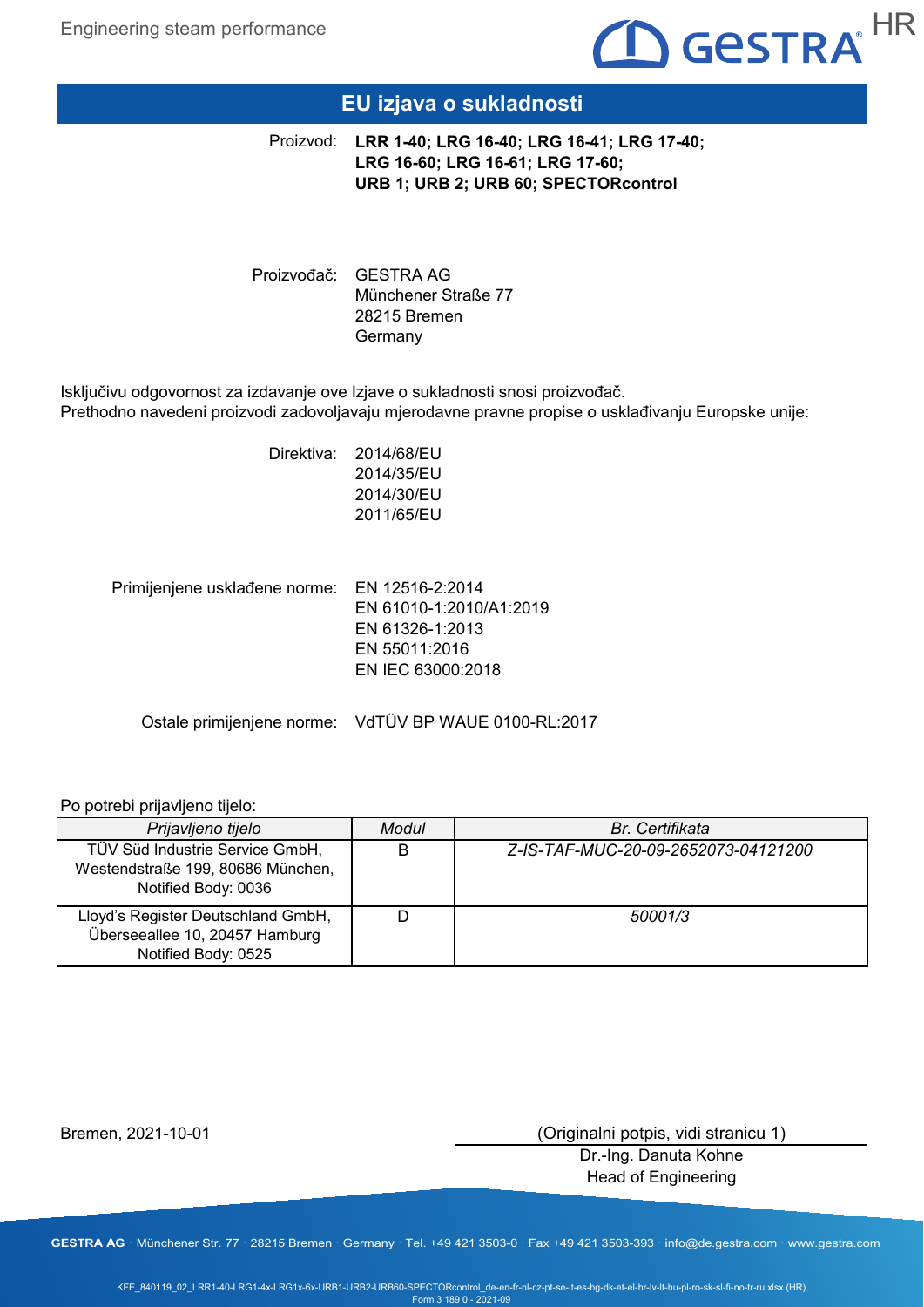# EU izjava o sukladnosti

Proizvod: **LRR 1-40; LRG 16-40; LRG 16-41; LRG 17-40; LRG 16-60; LRG 16-61; LRG 17-60; URB 1; URB 2; URB 60; SPECTORcontrol**

Proizvođač: GESTRA AG
Münchener Straße 77
28215 Bremen
Germany

Isključivu odgovornost za izdavanje ove Izjave o sukladnosti snosi proizvođač.
Prethodno navedeni proizvodi zadovoljavaju mjerodavne pravne propise o usklađivanju Europske unije:

Direktiva: 2014/68/EU
2014/35/EU
2014/30/EU
2011/65/EU

Primijenjene usklađene norme: EN 12516-2:2014
EN 61010-1:2010/A1:2019
EN 61326-1:2013
EN 55011:2016
EN IEC 63000:2018

Ostale primijenjene norme: VdTÜV BP WAUE 0100-RL:2017

Po potrebi prijavljeno tijelo:

| *Prijavljeno tijelo* | *Modul* | *Br. Certifikata* |
|---|---|---|
| TÜV Süd Industrie Service GmbH, Westendstraße 199, 80686 München, Notified Body: 0036 | B | *Z-IS-TAF-MUC-20-09-2652073-04121200* |
| Lloyd's Register Deutschland GmbH, Überseeallee 10, 20457 Hamburg Notified Body: 0525 | D | *50001/3* |

Bremen, 2021-10-01

(Originalni potpis, vidi stranicu 1)
Dr.-Ing. Danuta Kohne
Head of Engineering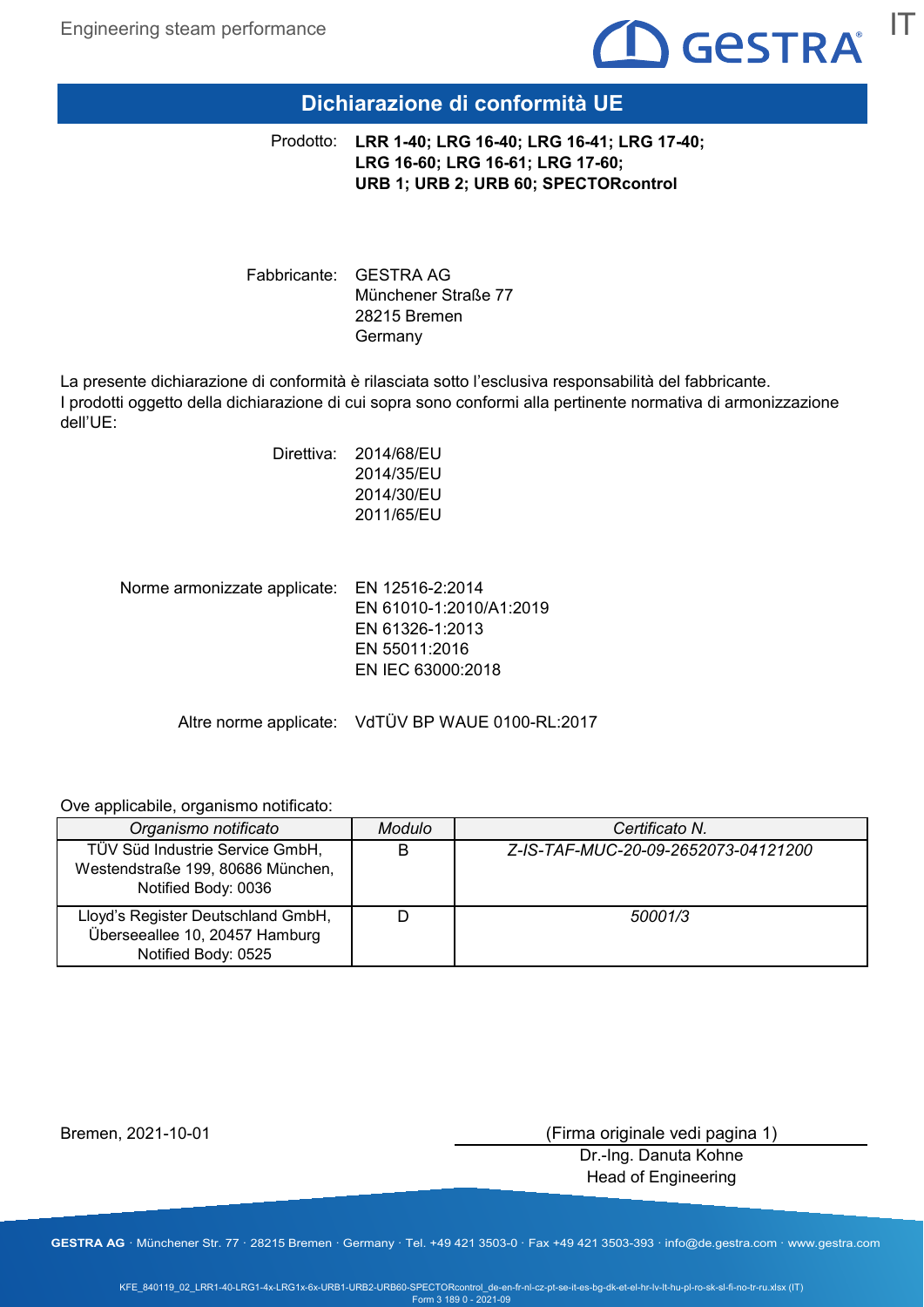# Dichiarazione di conformità UE

Prodotto: **LRR 1-40; LRG 16-40; LRG 16-41; LRG 17-40; LRG 16-60; LRG 16-61; LRG 17-60; URB 1; URB 2; URB 60; SPECTORcontrol**

Fabbricante: GESTRA AG
Münchener Straße 77
28215 Bremen
Germany

La presente dichiarazione di conformità è rilasciata sotto l'esclusiva responsabilità del fabbricante.
I prodotti oggetto della dichiarazione di cui sopra sono conformi alla pertinente normativa di armonizzazione dell'UE:

Direttiva: 2014/68/EU
2014/35/EU
2014/30/EU
2011/65/EU

Norme armonizzate applicate: EN 12516-2:2014
EN 61010-1:2010/A1:2019
EN 61326-1:2013
EN 55011:2016
EN IEC 63000:2018

Altre norme applicate: VdTÜV BP WAUE 0100-RL:2017

Ove applicabile, organismo notificato:

| *Organismo notificato* | *Modulo* | *Certificato N.* |
|---|---|---|
| TÜV Süd Industrie Service GmbH, Westendstraße 199, 80686 München, Notified Body: 0036 | B | *Z-IS-TAF-MUC-20-09-2652073-04121200* |
| Lloyd's Register Deutschland GmbH, Überseeallee 10, 20457 Hamburg Notified Body: 0525 | D | *50001/3* |

Bremen, 2021-10-01

(Firma originale vedi pagina 1)
Dr.-Ing. Danuta Kohne
Head of Engineering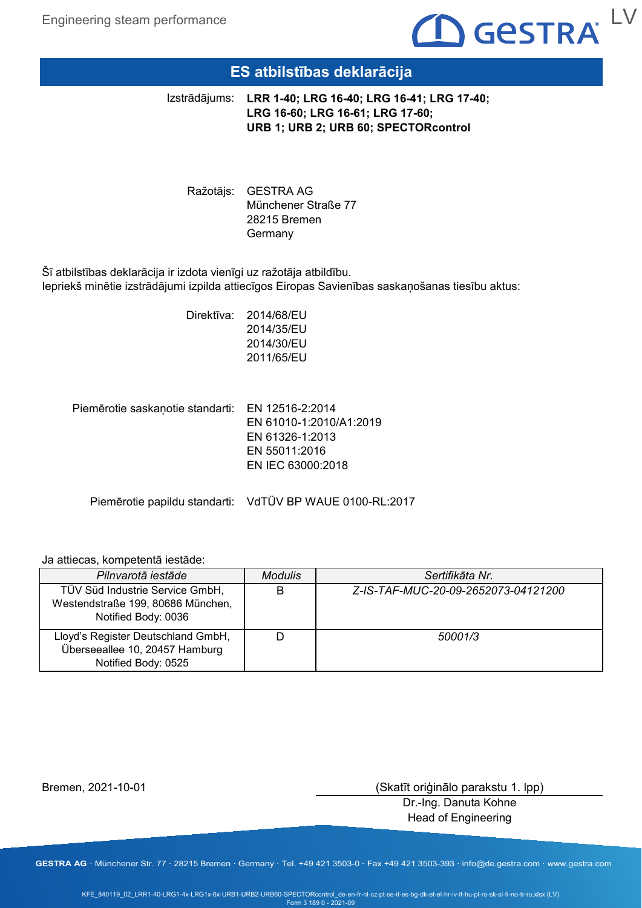# ES atbilstības deklarācija

Izstrādājums: **LRR 1-40; LRG 16-40; LRG 16-41; LRG 17-40; LRG 16-60; LRG 16-61; LRG 17-60; URB 1; URB 2; URB 60; SPECTORcontrol**

Ražotājs: GESTRA AG
Münchener Straße 77
28215 Bremen
Germany

Šī atbilstības deklarācija ir izdota vienīgi uz ražotāja atbildību.
Iepriekš minētie izstrādājumi izpilda attiecīgos Eiropas Savienības saskaņošanas tiesību aktus:

Direktīva: 2014/68/EU
2014/35/EU
2014/30/EU
2011/65/EU

Piemērotie saskaņotie standarti: EN 12516-2:2014
EN 61010-1:2010/A1:2019
EN 61326-1:2013
EN 55011:2016
EN IEC 63000:2018

Piemērotie papildu standarti: VdTÜV BP WAUE 0100-RL:2017

Ja attiecas, kompetentā iestāde:

| *Pilnvarotā iestāde* | *Modulis* | *Sertifikāta Nr.* |
|---|---|---|
| TÜV Süd Industrie Service GmbH, Westendstraße 199, 80686 München, Notified Body: 0036 | B | *Z-IS-TAF-MUC-20-09-2652073-04121200* |
| Lloyd's Register Deutschland GmbH, Überseeallee 10, 20457 Hamburg Notified Body: 0525 | D | *50001/3* |

Bremen, 2021-10-01

(Skatīt oriģinālo parakstu 1. lpp)
Dr.-Ing. Danuta Kohne
Head of Engineering

**GESTRA AG** · Münchener Str. 77 · 28215 Bremen · Germany · Tel. +49 421 3503-0 · Fax +49 421 3503-393 · info@de.gestra.com · www.gestra.com

KFE_840119_02_LRR1-40-LRG1-4x-LRG1x-6x-URB1-URB2-URB60-SPECTORcontrol_de-en-fr-nl-cz-pt-se-it-es-bg-dk-et-el-hr-lv-lt-hu-pl-ro-sk-sl-fi-no-tr-ru.xlsx (LV)
Form 3 189 0 - 2021-09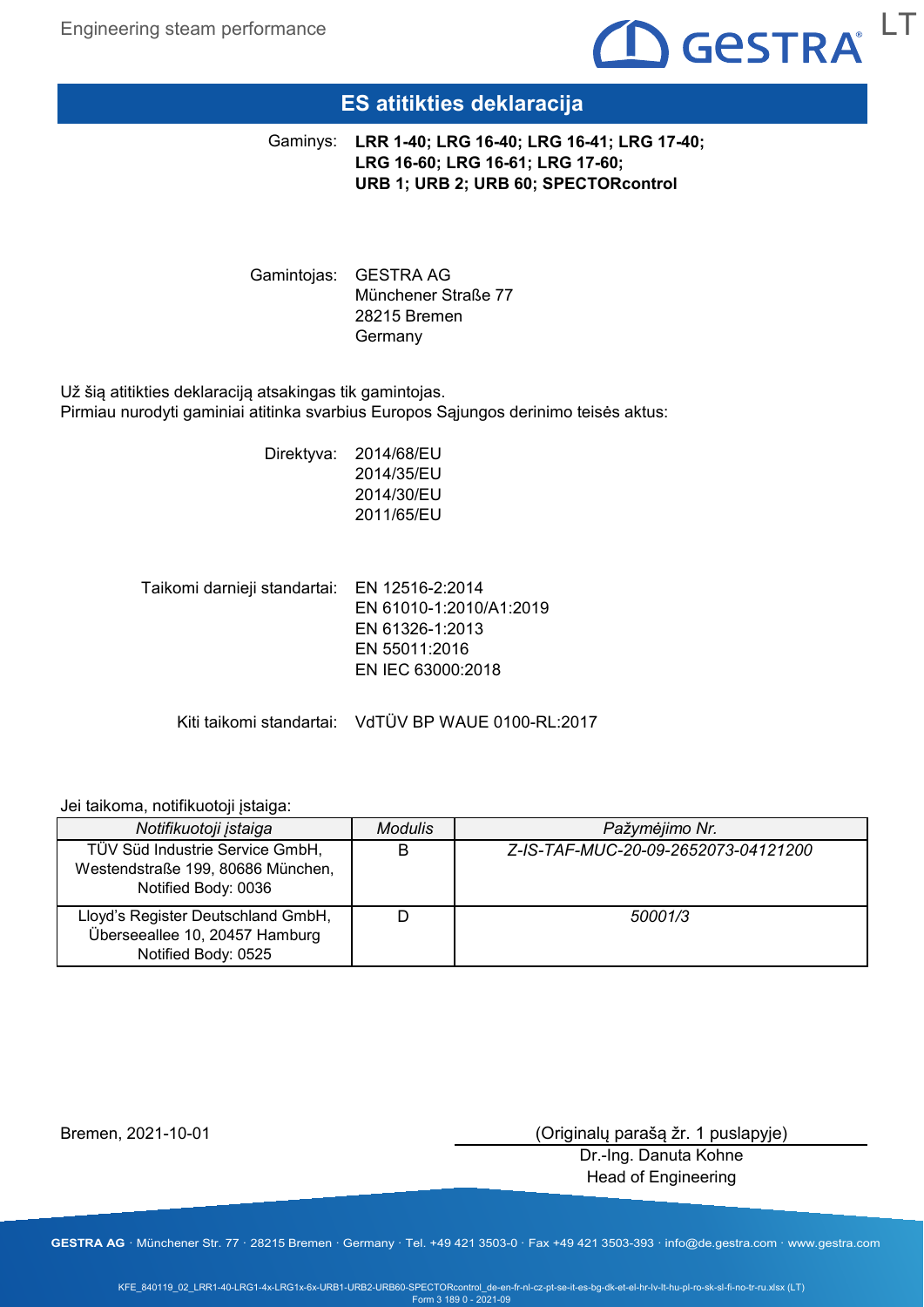# ES atitikties deklaracija

Gaminys: **LRR 1-40; LRG 16-40; LRG 16-41; LRG 17-40; LRG 16-60; LRG 16-61; LRG 17-60; URB 1; URB 2; URB 60; SPECTORcontrol**

Gamintojas: GESTRA AG
Münchener Straße 77
28215 Bremen
Germany

Už šią atitikties deklaraciją atsakingas tik gamintojas.
Pirmiau nurodyti gaminiai atitinka svarbius Europos Sąjungos derinimo teisės aktus:

Direktyva:
2014/68/EU
2014/35/EU
2014/30/EU
2011/65/EU

Taikomi darnieji standartai:
EN 12516-2:2014
EN 61010-1:2010/A1:2019
EN 61326-1:2013
EN 55011:2016
EN IEC 63000:2018

Kiti taikomi standartai: VdTÜV BP WAUE 0100-RL:2017

Jei taikoma, notifikuotoji įstaiga:

| *Notifikuotoji įstaiga* | *Modulis* | *Pažymėjimo Nr.* |
|---|---|---|
| TÜV Süd Industrie Service GmbH, Westendstraße 199, 80686 München, Notified Body: 0036 | B | *Z-IS-TAF-MUC-20-09-2652073-04121200* |
| Lloyd's Register Deutschland GmbH, Überseeallee 10, 20457 Hamburg Notified Body: 0525 | D | *50001/3* |

Bremen, 2021-10-01

(Originalų parašą žr. 1 puslapyje)
Dr.-Ing. Danuta Kohne
Head of Engineering

**GESTRA AG** · Münchener Str. 77 · 28215 Bremen · Germany · Tel. +49 421 3503-0 · Fax +49 421 3503-393 · info@de.gestra.com · www.gestra.com

KFE_840119_02_LRR1-40-LRG1-4x-LRG1x-6x-URB1-URB2-URB60-SPECTORcontrol_de-en-fr-nl-cz-pt-se-it-es-bg-dk-et-el-hr-lv-lt-hu-pl-ro-sk-sl-fi-no-tr-ru.xlsx (LT)
Form 3 189 0 - 2021-09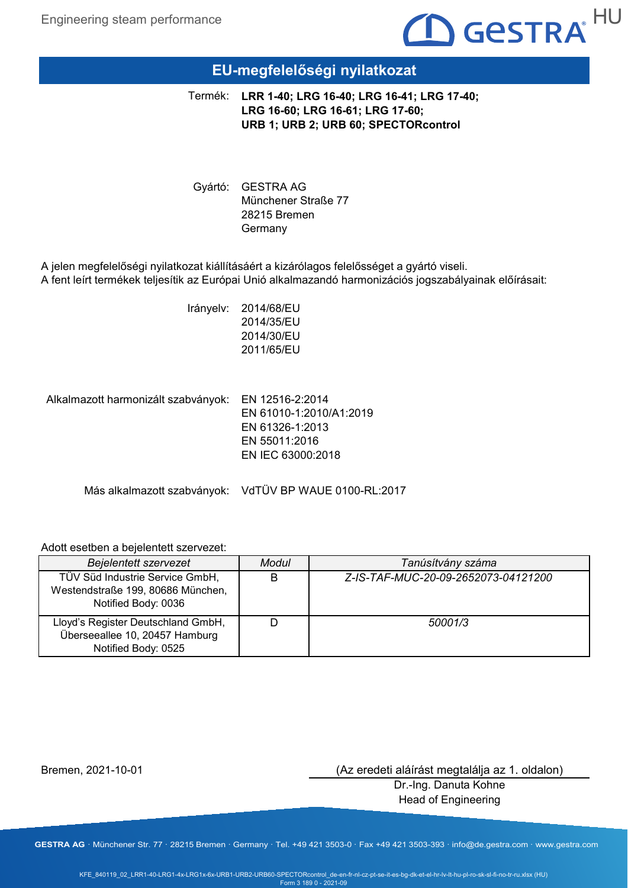# EU-megfelelőségi nyilatkozat

Termék: **LRR 1-40; LRG 16-40; LRG 16-41; LRG 17-40; LRG 16-60; LRG 16-61; LRG 17-60; URB 1; URB 2; URB 60; SPECTORcontrol**

Gyártó: GESTRA AG
Münchener Straße 77
28215 Bremen
Germany

A jelen megfelelőségi nyilatkozat kiállításáért a kizárólagos felelősséget a gyártó viseli.
A fent leírt termékek teljesítik az Európai Unió alkalmazandó harmonizációs jogszabályainak előírásait:

Irányelv:
2014/68/EU
2014/35/EU
2014/30/EU
2011/65/EU

Alkalmazott harmonizált szabványok:
EN 12516-2:2014
EN 61010-1:2010/A1:2019
EN 61326-1:2013
EN 55011:2016
EN IEC 63000:2018

Más alkalmazott szabványok: VdTÜV BP WAUE 0100-RL:2017

Adott esetben a bejelentett szervezet:

| *Bejelentett szervezet* | *Modul* | *Tanúsítvány száma* |
|---|---|---|
| TÜV Süd Industrie Service GmbH, Westendstraße 199, 80686 München, Notified Body: 0036 | B | *Z-IS-TAF-MUC-20-09-2652073-04121200* |
| Lloyd's Register Deutschland GmbH, Überseeallee 10, 20457 Hamburg Notified Body: 0525 | D | *50001/3* |

Bremen, 2021-10-01

(Az eredeti aláírást megtalálja az 1. oldalon)
Dr.-Ing. Danuta Kohne
Head of Engineering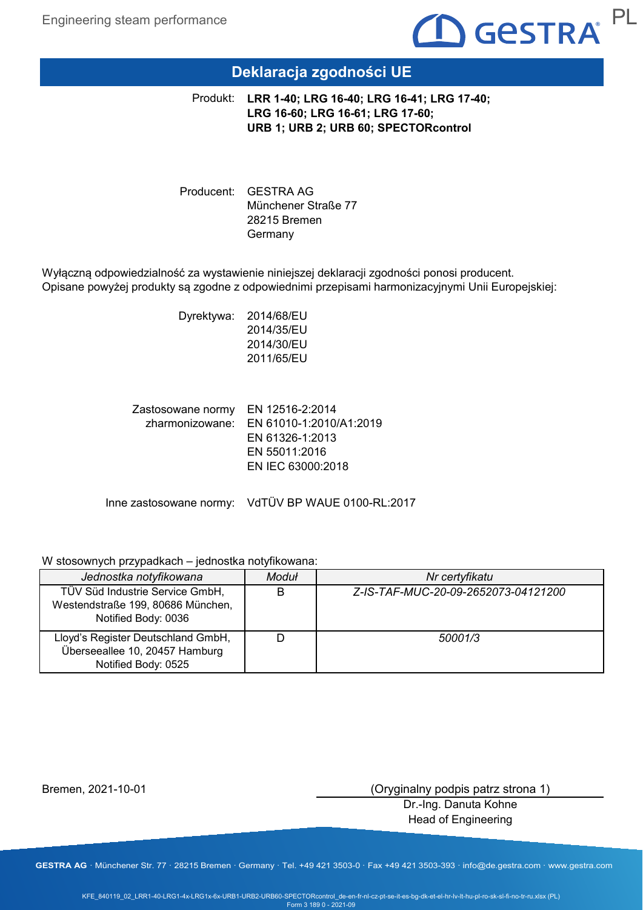# Deklaracja zgodności UE

Produkt: **LRR 1-40; LRG 16-40; LRG 16-41; LRG 17-40; LRG 16-60; LRG 16-61; LRG 17-60; URB 1; URB 2; URB 60; SPECTORcontrol**

Producent: GESTRA AG
Münchener Straße 77
28215 Bremen
Germany

Wyłączną odpowiedzialność za wystawienie niniejszej deklaracji zgodności ponosi producent.
Opisane powyżej produkty są zgodne z odpowiednimi przepisami harmonizacyjnymi Unii Europejskiej:

Dyrektywa:
2014/68/EU
2014/35/EU
2014/30/EU
2011/65/EU

Zastosowane normy zharmonizowane:
EN 12516-2:2014
EN 61010-1:2010/A1:2019
EN 61326-1:2013
EN 55011:2016
EN IEC 63000:2018

Inne zastosowane normy: VdTÜV BP WAUE 0100-RL:2017

W stosownych przypadkach – jednostka notyfikowana:

| *Jednostka notyfikowana* | *Moduł* | *Nr certyfikatu* |
|---|---|---|
| TÜV Süd Industrie Service GmbH, Westendstraße 199, 80686 München, Notified Body: 0036 | B | *Z-IS-TAF-MUC-20-09-2652073-04121200* |
| Lloyd's Register Deutschland GmbH, Überseeallee 10, 20457 Hamburg Notified Body: 0525 | D | *50001/3* |

Bremen, 2021-10-01

(Oryginalny podpis patrz strona 1)
Dr.-Ing. Danuta Kohne
Head of Engineering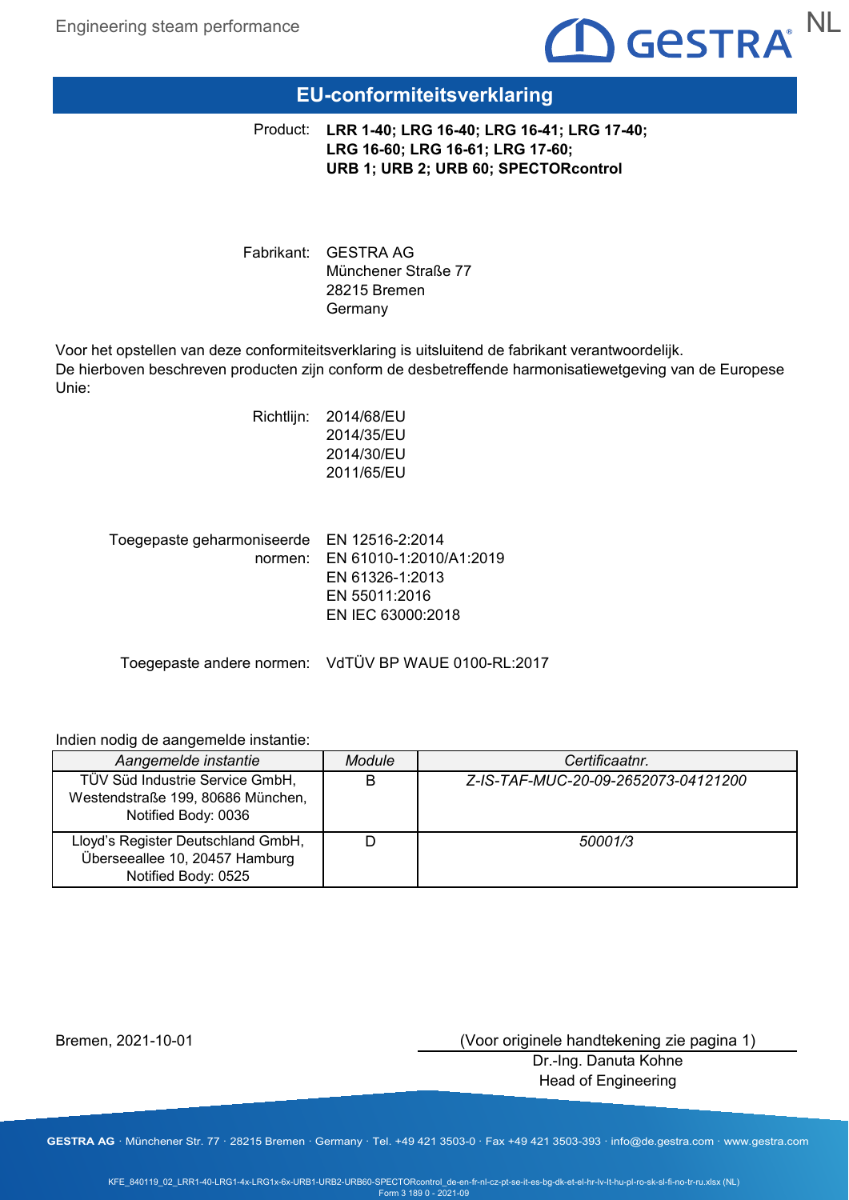# EU-conformiteitsverklaring

Product: **LRR 1-40; LRG 16-40; LRG 16-41; LRG 17-40; LRG 16-60; LRG 16-61; LRG 17-60; URB 1; URB 2; URB 60; SPECTORcontrol**

Fabrikant: GESTRA AG
Münchener Straße 77
28215 Bremen
Germany

Voor het opstellen van deze conformiteitsverklaring is uitsluitend de fabrikant verantwoordelijk.
De hierboven beschreven producten zijn conform de desbetreffende harmonisatiewetgeving van de Europese Unie:

Richtlijn: 2014/68/EU
2014/35/EU
2014/30/EU
2011/65/EU

Toegepaste geharmoniseerde normen: EN 12516-2:2014
EN 61010-1:2010/A1:2019
EN 61326-1:2013
EN 55011:2016
EN IEC 63000:2018

Toegepaste andere normen: VdTÜV BP WAUE 0100-RL:2017

Indien nodig de aangemelde instantie:

| *Aangemelde instantie* | *Module* | *Certificaatnr.* |
|---|---|---|
| TÜV Süd Industrie Service GmbH, Westendstraße 199, 80686 München, Notified Body: 0036 | B | *Z-IS-TAF-MUC-20-09-2652073-04121200* |
| Lloyd's Register Deutschland GmbH, Überseeallee 10, 20457 Hamburg Notified Body: 0525 | D | *50001/3* |

Bremen, 2021-10-01

(Voor originele handtekening zie pagina 1)
Dr.-Ing. Danuta Kohne
Head of Engineering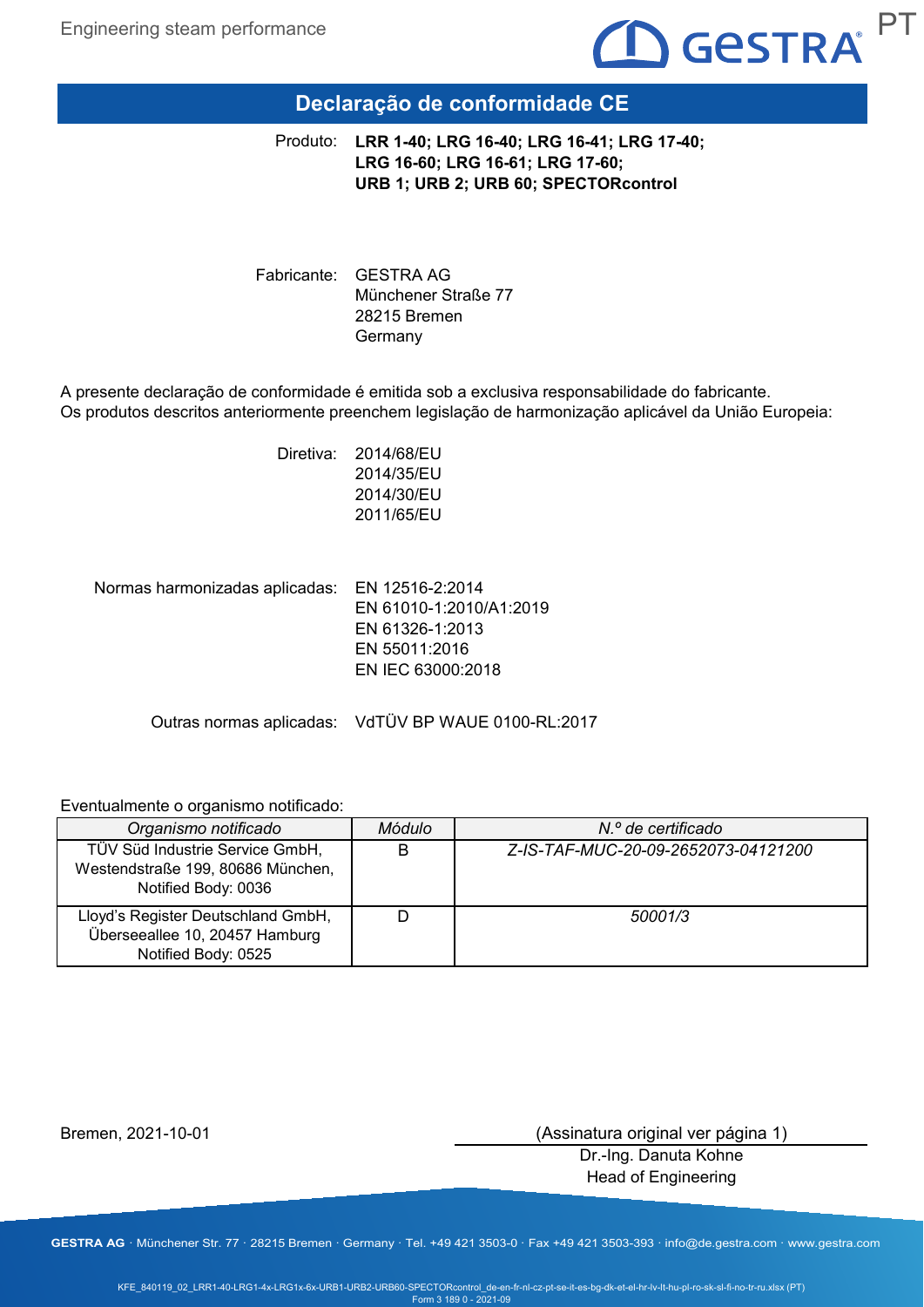# Declaração de conformidade CE

Produto: **LRR 1-40; LRG 16-40; LRG 16-41; LRG 17-40; LRG 16-60; LRG 16-61; LRG 17-60; URB 1; URB 2; URB 60; SPECTORcontrol**

Fabricante: GESTRA AG
Münchener Straße 77
28215 Bremen
Germany

A presente declaração de conformidade é emitida sob a exclusiva responsabilidade do fabricante.
Os produtos descritos anteriormente preenchem legislação de harmonização aplicável da União Europeia:

Diretiva:
2014/68/EU
2014/35/EU
2014/30/EU
2011/65/EU

Normas harmonizadas aplicadas:
EN 12516-2:2014
EN 61010-1:2010/A1:2019
EN 61326-1:2013
EN 55011:2016
EN IEC 63000:2018

Outras normas aplicadas: VdTÜV BP WAUE 0100-RL:2017

Eventualmente o organismo notificado:

| *Organismo notificado* | *Módulo* | *N.º de certificado* |
|---|---|---|
| TÜV Süd Industrie Service GmbH, Westendstraße 199, 80686 München, Notified Body: 0036 | B | *Z-IS-TAF-MUC-20-09-2652073-04121200* |
| Lloyd's Register Deutschland GmbH, Überseeallee 10, 20457 Hamburg Notified Body: 0525 | D | *50001/3* |

Bremen, 2021-10-01

(Assinatura original ver página 1)
Dr.-Ing. Danuta Kohne
Head of Engineering

**GESTRA AG** · Münchener Str. 77 · 28215 Bremen · Germany · Tel. +49 421 3503-0 · Fax +49 421 3503-393 · info@de.gestra.com · www.gestra.com

KFE_840119_02_LRR1-40-LRG1-4x-LRG1x-6x-URB1-URB2-URB60-SPECTORcontrol_de-en-fr-nl-cz-pt-se-it-es-bg-dk-et-el-hr-lv-lt-hu-pl-ro-sk-sl-fi-no-tr-ru.xlsx (PT)
Form 3 189 0 - 2021-09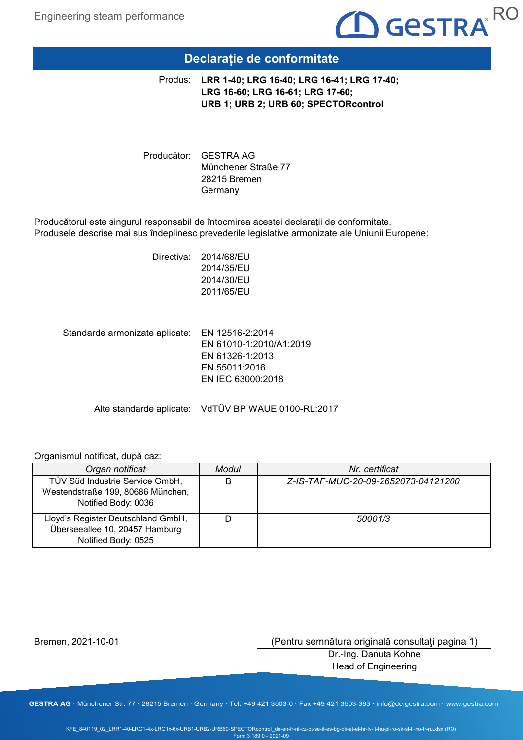# Declarație de conformitate

Produs: **LRR 1-40; LRG 16-40; LRG 16-41; LRG 17-40; LRG 16-60; LRG 16-61; LRG 17-60; URB 1; URB 2; URB 60; SPECTORcontrol**

Producător: GESTRA AG
Münchener Straße 77
28215 Bremen
Germany

Producătorul este singurul responsabil de întocmirea acestei declarații de conformitate.
Produsele descrise mai sus îndeplinesc prevederile legislative armonizate ale Uniunii Europene:

Directiva: 2014/68/EU
2014/35/EU
2014/30/EU
2011/65/EU

Standarde armonizate aplicate: EN 12516-2:2014
EN 61010-1:2010/A1:2019
EN 61326-1:2013
EN 55011:2016
EN IEC 63000:2018

Alte standarde aplicate: VdTÜV BP WAUE 0100-RL:2017

Organismul notificat, după caz:

| *Organ notificat* | *Modul* | *Nr. certificat* |
|---|---|---|
| TÜV Süd Industrie Service GmbH, Westendstraße 199, 80686 München, Notified Body: 0036 | B | *Z-IS-TAF-MUC-20-09-2652073-04121200* |
| Lloyd's Register Deutschland GmbH, Überseeallee 10, 20457 Hamburg Notified Body: 0525 | D | *50001/3* |

Bremen, 2021-10-01

(Pentru semnătura originală consultaţi pagina 1)
Dr.-Ing. Danuta Kohne
Head of Engineering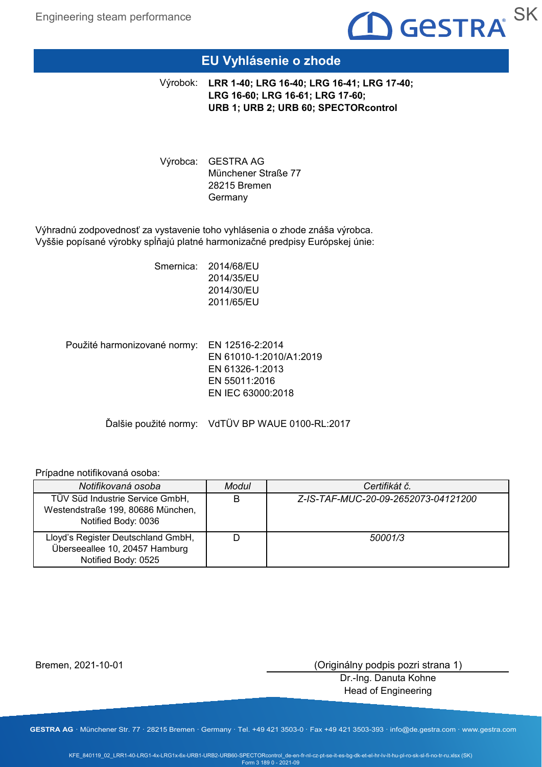# EU Vyhlásenie o zhode

Výrobok: **LRR 1-40; LRG 16-40; LRG 16-41; LRG 17-40; LRG 16-60; LRG 16-61; LRG 17-60; URB 1; URB 2; URB 60; SPECTORcontrol**

Výrobca: GESTRA AG
Münchener Straße 77
28215 Bremen
Germany

Výhradnú zodpovednosť za vystavenie toho vyhlásenia o zhode znáša výrobca.
Vyššie popísané výrobky spĺňajú platné harmonizačné predpisy Európskej únie:

Smernica: 2014/68/EU
2014/35/EU
2014/30/EU
2011/65/EU

Použité harmonizované normy: EN 12516-2:2014
EN 61010-1:2010/A1:2019
EN 61326-1:2013
EN 55011:2016
EN IEC 63000:2018

Ďalšie použité normy: VdTÜV BP WAUE 0100-RL:2017

Prípadne notifikovaná osoba:

| *Notifikovaná osoba* | *Modul* | *Certifikát č.* |
|---|---|---|
| TÜV Süd Industrie Service GmbH, Westendstraße 199, 80686 München, Notified Body: 0036 | B | *Z-IS-TAF-MUC-20-09-2652073-04121200* |
| Lloyd's Register Deutschland GmbH, Überseeallee 10, 20457 Hamburg Notified Body: 0525 | D | *50001/3* |

Bremen, 2021-10-01

(Originálny podpis pozri strana 1)
Dr.-Ing. Danuta Kohne
Head of Engineering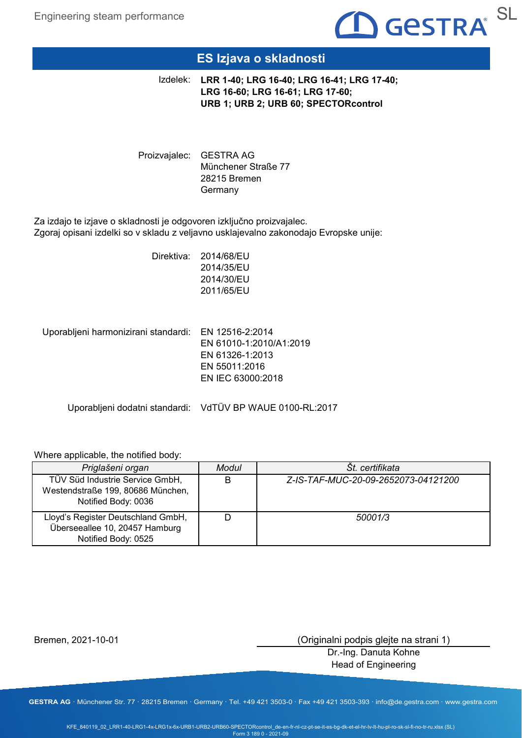# ES Izjava o skladnosti

Izdelek: **LRR 1-40; LRG 16-40; LRG 16-41; LRG 17-40; LRG 16-60; LRG 16-61; LRG 17-60; URB 1; URB 2; URB 60; SPECTORcontrol**

Proizvajalec: GESTRA AG
Münchener Straße 77
28215 Bremen
Germany

Za izdajo te izjave o skladnosti je odgovoren izključno proizvajalec.
Zgoraj opisani izdelki so v skladu z veljavno usklajevalno zakonodajo Evropske unije:

Direktiva: 2014/68/EU
2014/35/EU
2014/30/EU
2011/65/EU

Uporabljeni harmonizirani standardi: EN 12516-2:2014
EN 61010-1:2010/A1:2019
EN 61326-1:2013
EN 55011:2016
EN IEC 63000:2018

Uporabljeni dodatni standardi: VdTÜV BP WAUE 0100-RL:2017

Where applicable, the notified body:

| *Priglašeni organ* | *Modul* | *Št. certifikata* |
|---|---|---|
| TÜV Süd Industrie Service GmbH, Westendstraße 199, 80686 München, Notified Body: 0036 | B | *Z-IS-TAF-MUC-20-09-2652073-04121200* |
| Lloyd's Register Deutschland GmbH, Überseeallee 10, 20457 Hamburg Notified Body: 0525 | D | *50001/3* |

Bremen, 2021-10-01

(Originalni podpis glejte na strani 1)
Dr.-Ing. Danuta Kohne
Head of Engineering

GESTRA AG · Münchener Str. 77 · 28215 Bremen · Germany · Tel. +49 421 3503-0 · Fax +49 421 3503-393 · info@de.gestra.com · www.gestra.com

KFE_840119_02_LRR1-40-LRG1-4x-LRG1x-6x-URB1-URB2-URB60-SPECTORcontrol_de-en-fr-nl-cz-pt-se-it-es-bg-dk-et-el-hr-lv-lt-hu-pl-ro-sk-sl-fi-no-tr-ru.xlsx (SL)
Form 3 189 0 - 2021-09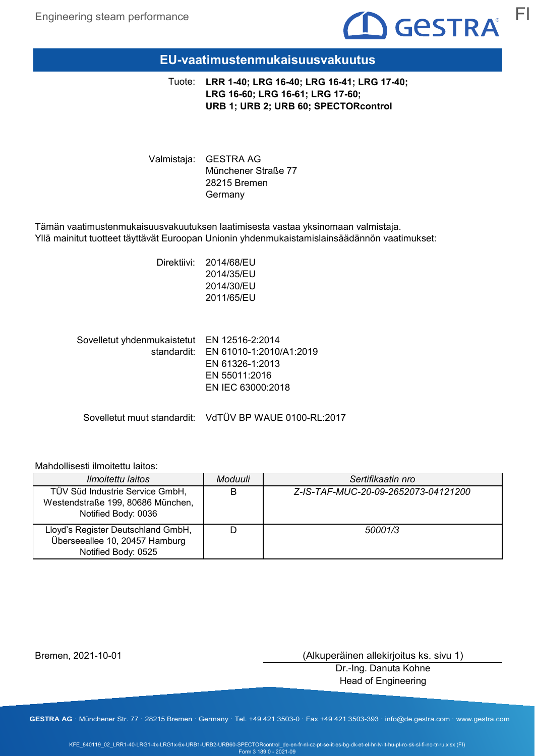# EU-vaatimustenmukaisuusvakuutus

Tuote: **LRR 1-40; LRG 16-40; LRG 16-41; LRG 17-40; LRG 16-60; LRG 16-61; LRG 17-60; URB 1; URB 2; URB 60; SPECTORcontrol**

Valmistaja: GESTRA AG
Münchener Straße 77
28215 Bremen
Germany

Tämän vaatimustenmukaisuusvakuutuksen laatimisesta vastaa yksinomaan valmistaja.
Yllä mainitut tuotteet täyttävät Euroopan Unionin yhdenmukaistamislainsäädännön vaatimukset:

Direktiivi: 2014/68/EU
2014/35/EU
2014/30/EU
2011/65/EU

Sovelletut yhdenmukaistetut standardit: EN 12516-2:2014
EN 61010-1:2010/A1:2019
EN 61326-1:2013
EN 55011:2016
EN IEC 63000:2018

Sovelletut muut standardit: VdTÜV BP WAUE 0100-RL:2017

Mahdollisesti ilmoitettu laitos:

| *Ilmoitettu laitos* | *Moduuli* | *Sertifikaatin nro* |
|---|---|---|
| TÜV Süd Industrie Service GmbH, Westendstraße 199, 80686 München, Notified Body: 0036 | B | *Z-IS-TAF-MUC-20-09-2652073-04121200* |
| Lloyd's Register Deutschland GmbH, Überseeallee 10, 20457 Hamburg Notified Body: 0525 | D | *50001/3* |

Bremen, 2021-10-01

(Alkuperäinen allekirjoitus ks. sivu 1)
Dr.-Ing. Danuta Kohne
Head of Engineering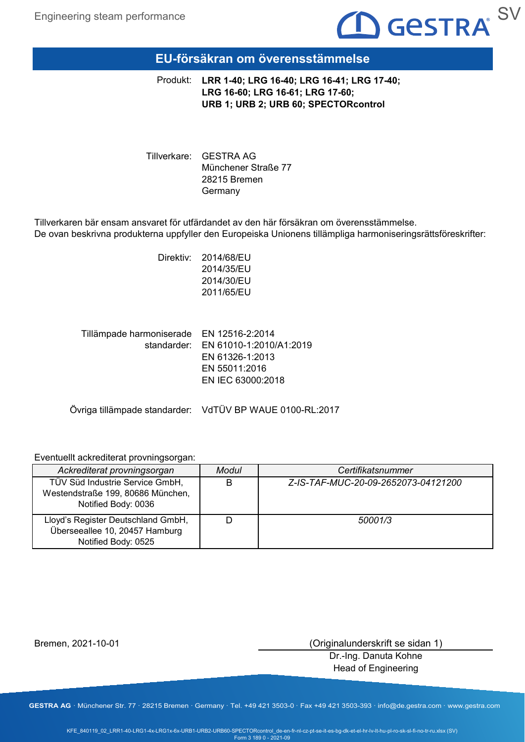# EU-försäkran om överensstämmelse

Produkt: **LRR 1-40; LRG 16-40; LRG 16-41; LRG 17-40; LRG 16-60; LRG 16-61; LRG 17-60; URB 1; URB 2; URB 60; SPECTORcontrol**

Tillverkare: GESTRA AG
Münchener Straße 77
28215 Bremen
Germany

Tillverkaren bär ensam ansvaret för utfärdandet av den här försäkran om överensstämmelse.
De ovan beskrivna produkterna uppfyller den Europeiska Unionens tillämpliga harmoniseringsrättsföreskrifter:

Direktiv:
2014/68/EU
2014/35/EU
2014/30/EU
2011/65/EU

Tillämpade harmoniserade standarder:
EN 12516-2:2014
EN 61010-1:2010/A1:2019
EN 61326-1:2013
EN 55011:2016
EN IEC 63000:2018

Övriga tillämpade standarder: VdTÜV BP WAUE 0100-RL:2017

Eventuellt ackrediterat provningsorgan:

| *Ackrediterat provningsorgan* | *Modul* | *Certifikatsnummer* |
|---|---|---|
| TÜV Süd Industrie Service GmbH, Westendstraße 199, 80686 München, Notified Body: 0036 | B | *Z-IS-TAF-MUC-20-09-2652073-04121200* |
| Lloyd's Register Deutschland GmbH, Überseeallee 10, 20457 Hamburg Notified Body: 0525 | D | *50001/3* |

Bremen, 2021-10-01

(Originalunderskrift se sidan 1)
Dr.-Ing. Danuta Kohne
Head of Engineering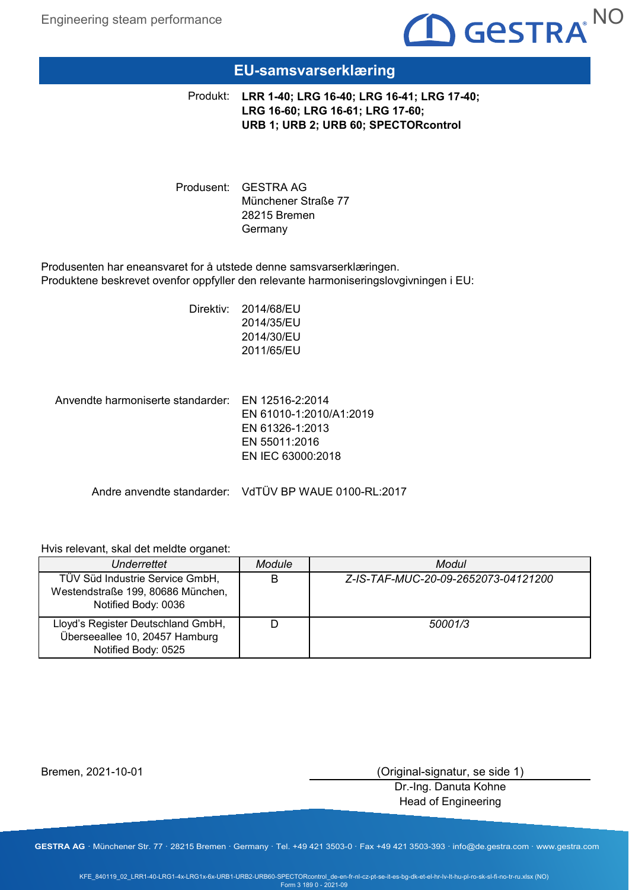# EU-samsvarserklæring

Produkt: **LRR 1-40; LRG 16-40; LRG 16-41; LRG 17-40; LRG 16-60; LRG 16-61; LRG 17-60; URB 1; URB 2; URB 60; SPECTORcontrol**

Produsent: GESTRA AG
Münchener Straße 77
28215 Bremen
Germany

Produsenten har eneansvaret for å utstede denne samsvarserklæringen.
Produktene beskrevet ovenfor oppfyller den relevante harmoniseringslovgivningen i EU:

Direktiv: 2014/68/EU
2014/35/EU
2014/30/EU
2011/65/EU

Anvendte harmoniserte standarder: EN 12516-2:2014
EN 61010-1:2010/A1:2019
EN 61326-1:2013
EN 55011:2016
EN IEC 63000:2018

Andre anvendte standarder: VdTÜV BP WAUE 0100-RL:2017

Hvis relevant, skal det meldte organet:

| *Underrettet* | *Module* | *Modul* |
|---|---|---|
| TÜV Süd Industrie Service GmbH, Westendstraße 199, 80686 München, Notified Body: 0036 | B | *Z-IS-TAF-MUC-20-09-2652073-04121200* |
| Lloyd's Register Deutschland GmbH, Überseeallee 10, 20457 Hamburg Notified Body: 0525 | D | *50001/3* |

Bremen, 2021-10-01

(Original-signatur, se side 1)
Dr.-Ing. Danuta Kohne
Head of Engineering

**GESTRA AG** · Münchener Str. 77 · 28215 Bremen · Germany · Tel. +49 421 3503-0 · Fax +49 421 3503-393 · info@de.gestra.com · www.gestra.com

KFE_840119_02_LRR1-40-LRG1-4x-LRG1x-6x-URB1-URB2-URB60-SPECTORcontrol_de-en-fr-nl-cz-pt-se-it-es-bg-dk-et-el-hr-lv-lt-hu-pl-ro-sk-sl-fi-no-tr-ru.xlsx (NO)
Form 3 189 0 - 2021-09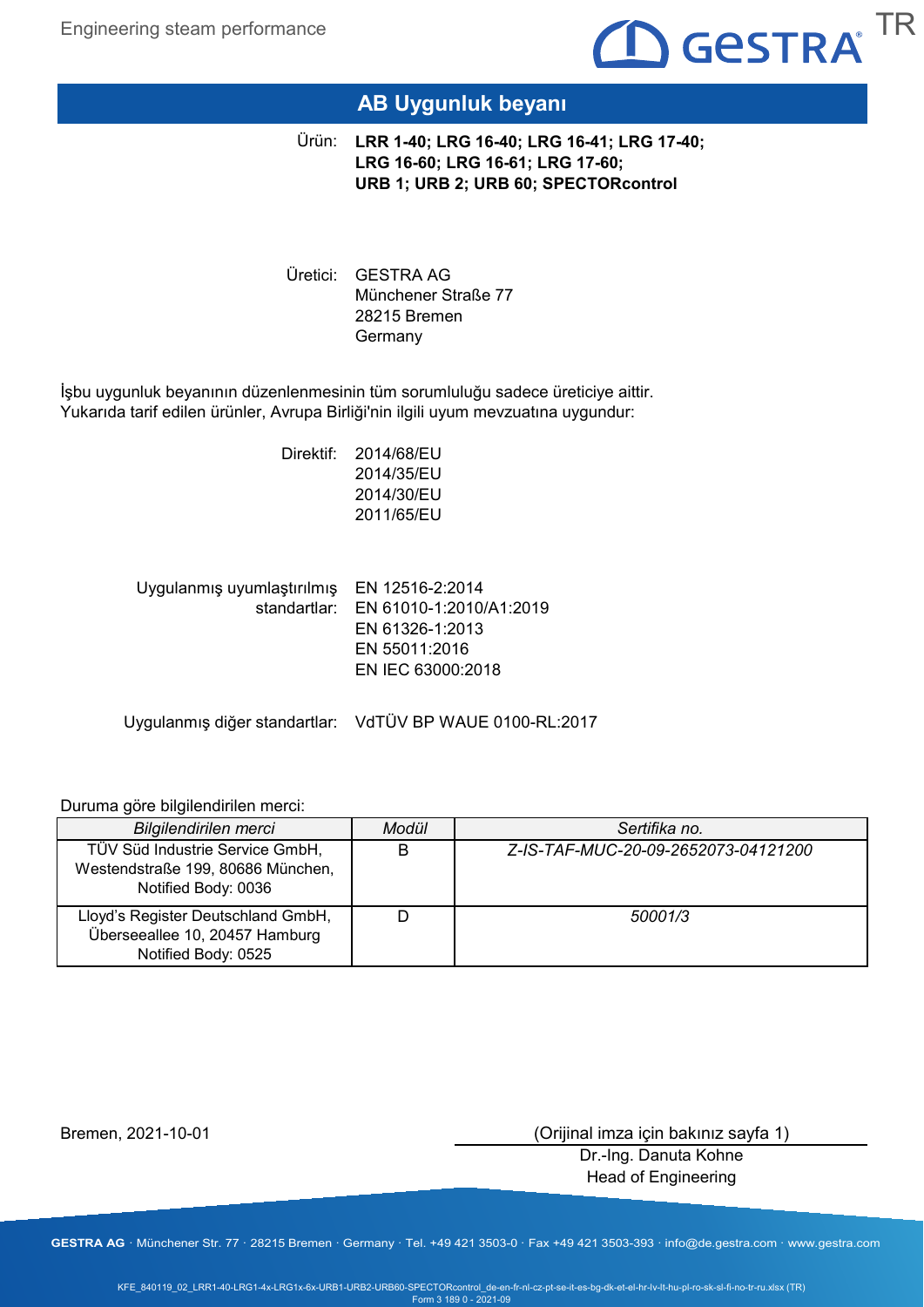# AB Uygunluk beyanı

Ürün: **LRR 1-40; LRG 16-40; LRG 16-41; LRG 17-40; LRG 16-60; LRG 16-61; LRG 17-60; URB 1; URB 2; URB 60; SPECTORcontrol**

Üretici: GESTRA AG
Münchener Straße 77
28215 Bremen
Germany

İşbu uygunluk beyanının düzenlenmesinin tüm sorumluluğu sadece üreticiye aittir.
Yukarıda tarif edilen ürünler, Avrupa Birliği'nin ilgili uyum mevzuatına uygundur:

Direktif:
2014/68/EU
2014/35/EU
2014/30/EU
2011/65/EU

Uygulanmış uyumlaştırılmış standartlar:
EN 12516-2:2014
EN 61010-1:2010/A1:2019
EN 61326-1:2013
EN 55011:2016
EN IEC 63000:2018

Uygulanmış diğer standartlar: VdTÜV BP WAUE 0100-RL:2017

Duruma göre bilgilendirilen merci:

| *Bilgilendirilen merci* | *Modül* | *Sertifika no.* |
|---|---|---|
| TÜV Süd Industrie Service GmbH, Westendstraße 199, 80686 München, Notified Body: 0036 | B | *Z-IS-TAF-MUC-20-09-2652073-04121200* |
| Lloyd's Register Deutschland GmbH, Überseeallee 10, 20457 Hamburg Notified Body: 0525 | D | *50001/3* |

Bremen, 2021-10-01

(Orijinal imza için bakınız sayfa 1)
Dr.-Ing. Danuta Kohne
Head of Engineering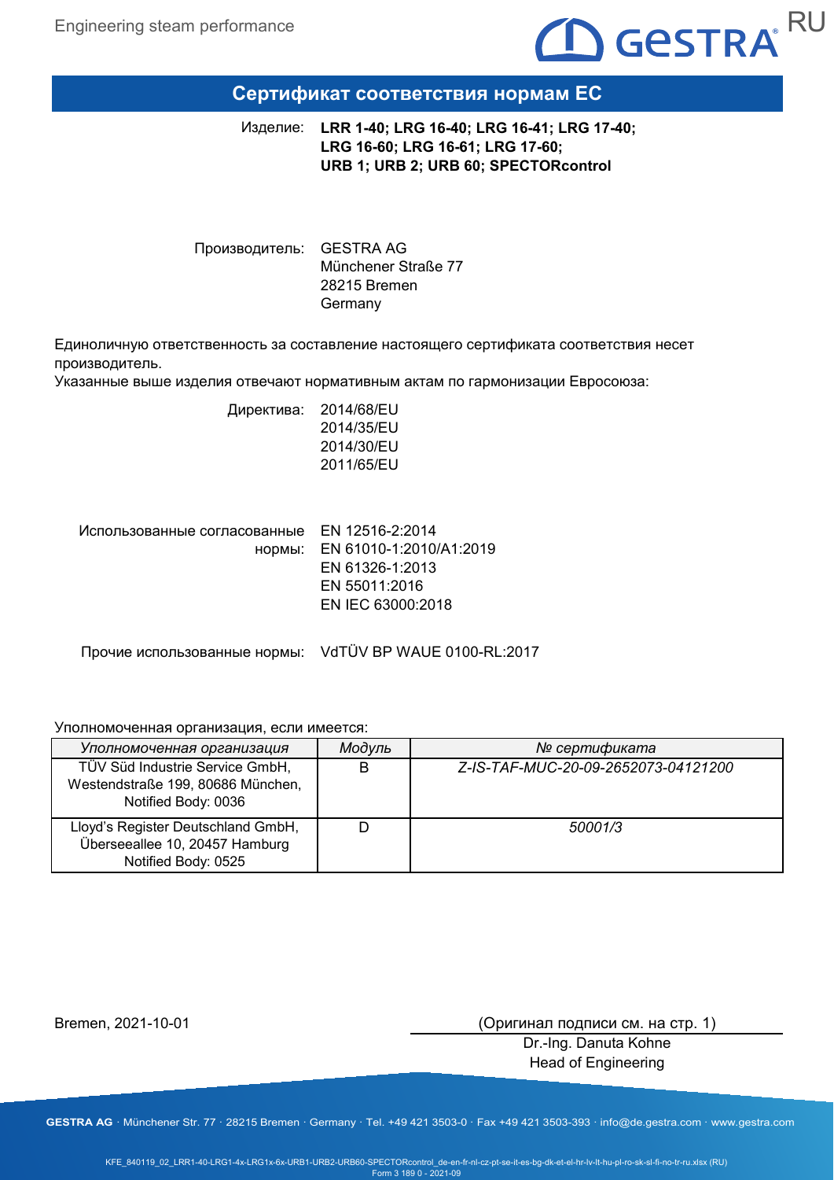# Сертификат соответствия нормам ЕС

Изделие: **LRR 1-40; LRG 16-40; LRG 16-41; LRG 17-40; LRG 16-60; LRG 16-61; LRG 17-60; URB 1; URB 2; URB 60; SPECTORcontrol**

Производитель: GESTRA AG
Münchener Straße 77
28215 Bremen
Germany

Единоличную ответственность за составление настоящего сертификата соответствия несет производитель.
Указанные выше изделия отвечают нормативным актам по гармонизации Евросоюза:

Директива: 2014/68/EU
2014/35/EU
2014/30/EU
2011/65/EU

Использованные согласованные нормы: EN 12516-2:2014
EN 61010-1:2010/A1:2019
EN 61326-1:2013
EN 55011:2016
EN IEC 63000:2018

Прочие использованные нормы: VdTÜV BP WAUE 0100-RL:2017

Уполномоченная организация, если имеется:

| *Уполномоченная организация* | *Модуль* | *№ сертификата* |
|---|---|---|
| TÜV Süd Industrie Service GmbH, Westendstraße 199, 80686 München, Notified Body: 0036 | B | *Z-IS-TAF-MUC-20-09-2652073-04121200* |
| Lloyd's Register Deutschland GmbH, Überseeallee 10, 20457 Hamburg Notified Body: 0525 | D | *50001/3* |

Bremen, 2021-10-01

(Оригинал подписи см. на стр. 1)
Dr.-Ing. Danuta Kohne
Head of Engineering

KFE_840119_02_LRR1-40-LRG1-4x-LRG1x-6x-URB1-URB2-URB60-SPECTORcontrol_de-en-fr-nl-cz-pt-se-it-es-bg-dk-et-el-hr-lv-lt-hu-pl-ro-sk-sl-fi-no-tr-ru.xlsx (RU)
Form 3 189 0 - 2021-09